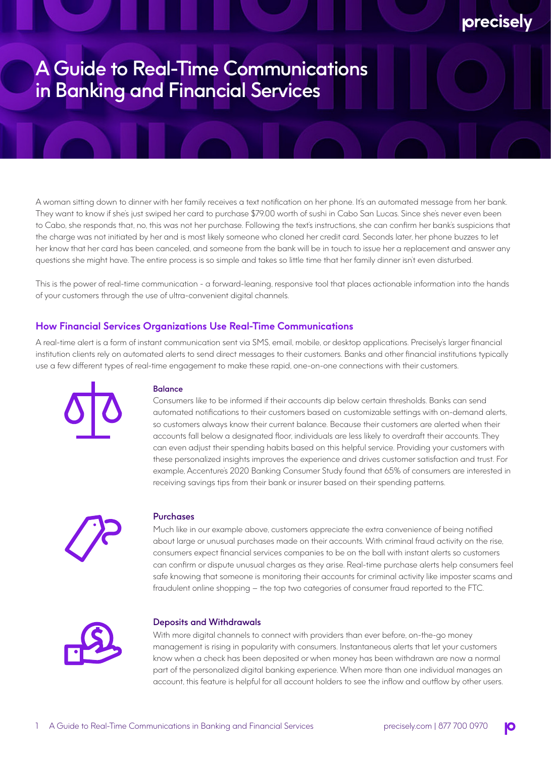# A Guide to Real-Time Communications in Banking and Financial Services

A woman sitting down to dinner with her family receives a text notification on her phone. It's an automated message from her bank. They want to know if she's just swiped her card to purchase $79.00 worth of sushi in Cabo San Lucas. Since she's never even been to Cabo, she responds that, no, this was not her purchase. Following the text's instructions, she can confirm her bank's suspicions that the charge was not initiated by her and is most likely someone who cloned her credit card. Seconds later, her phone buzzes to let her know that her card has been canceled, and someone from the bank will be in touch to issue her a replacement and answer any questions she might have. The entire process is so simple and takes so little time that her family dinner isn't even disturbed.

This is the power of real-time communication - a forward-leaning, responsive tool that places actionable information into the hands of your customers through the use of ultra-convenient digital channels.

## How Financial Services Organizations Use Real-Time Communications

A real-time alert is a form of instant communication sent via SMS, email, mobile, or desktop applications. Precisely's larger financial institution clients rely on automated alerts to send direct messages to their customers. Banks and other financial institutions typically use a few different types of real-time engagement to make these rapid, one-on-one connections with their customers.

### Balance

Consumers like to be informed if their accounts dip below certain thresholds. Banks can send automated notifications to their customers based on customizable settings with on-demand alerts, so customers always know their current balance. Because their customers are alerted when their accounts fall below a designated floor, individuals are less likely to overdraft their accounts. They can even adjust their spending habits based on this helpful service. Providing your customers with these personalized insights improves the experience and drives customer satisfaction and trust. For example, Accenture's 2020 Banking Consumer Study found that 65% of consumers are interested in receiving savings tips from their bank or insurer based on their spending patterns.

### Purchases

Much like in our example above, customers appreciate the extra convenience of being notified about large or unusual purchases made on their accounts. With criminal fraud activity on the rise, consumers expect financial services companies to be on the ball with instant alerts so customers can confirm or dispute unusual charges as they arise. Real-time purchase alerts help consumers feel safe knowing that someone is monitoring their accounts for criminal activity like imposter scams and fraudulent online shopping – the top two categories of consumer fraud reported to the FTC.

### Deposits and Withdrawals

With more digital channels to connect with providers than ever before, on-the-go money management is rising in popularity with consumers. Instantaneous alerts that let your customers know when a check has been deposited or when money has been withdrawn are now a normal part of the personalized digital banking experience. When more than one individual manages an account, this feature is helpful for all account holders to see the inflow and outflow by other users.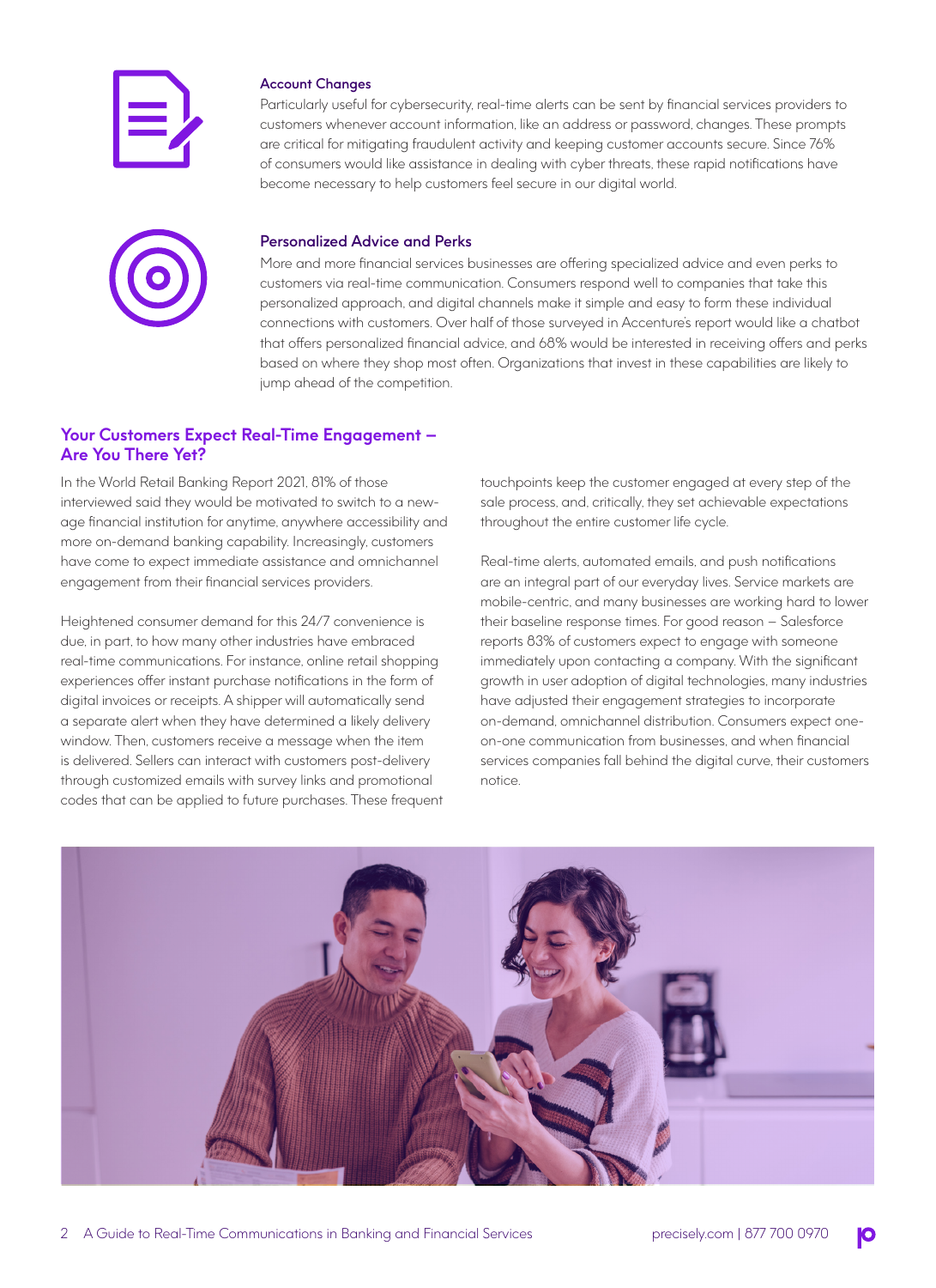### Account Changes

Particularly useful for cybersecurity, real-time alerts can be sent by financial services providers to customers whenever account information, like an address or password, changes. These prompts are critical for mitigating fraudulent activity and keeping customer accounts secure. Since 76% of consumers would like assistance in dealing with cyber threats, these rapid notifications have become necessary to help customers feel secure in our digital world.

### Personalized Advice and Perks

More and more financial services businesses are offering specialized advice and even perks to customers via real-time communication. Consumers respond well to companies that take this personalized approach, and digital channels make it simple and easy to form these individual connections with customers. Over half of those surveyed in Accenture's report would like a chatbot that offers personalized financial advice, and 68% would be interested in receiving offers and perks based on where they shop most often. Organizations that invest in these capabilities are likely to jump ahead of the competition.

## Your Customers Expect Real-Time Engagement – Are You There Yet?

In the World Retail Banking Report 2021, 81% of those interviewed said they would be motivated to switch to a new-age financial institution for anytime, anywhere accessibility and more on-demand banking capability. Increasingly, customers have come to expect immediate assistance and omnichannel engagement from their financial services providers.

Heightened consumer demand for this 24/7 convenience is due, in part, to how many other industries have embraced real-time communications. For instance, online retail shopping experiences offer instant purchase notifications in the form of digital invoices or receipts. A shipper will automatically send a separate alert when they have determined a likely delivery window. Then, customers receive a message when the item is delivered. Sellers can interact with customers post-delivery through customized emails with survey links and promotional codes that can be applied to future purchases. These frequent touchpoints keep the customer engaged at every step of the sale process, and, critically, they set achievable expectations throughout the entire customer life cycle.

Real-time alerts, automated emails, and push notifications are an integral part of our everyday lives. Service markets are mobile-centric, and many businesses are working hard to lower their baseline response times. For good reason – Salesforce reports 83% of customers expect to engage with someone immediately upon contacting a company. With the significant growth in user adoption of digital technologies, many industries have adjusted their engagement strategies to incorporate on-demand, omnichannel distribution. Consumers expect one-on-one communication from businesses, and when financial services companies fall behind the digital curve, their customers notice.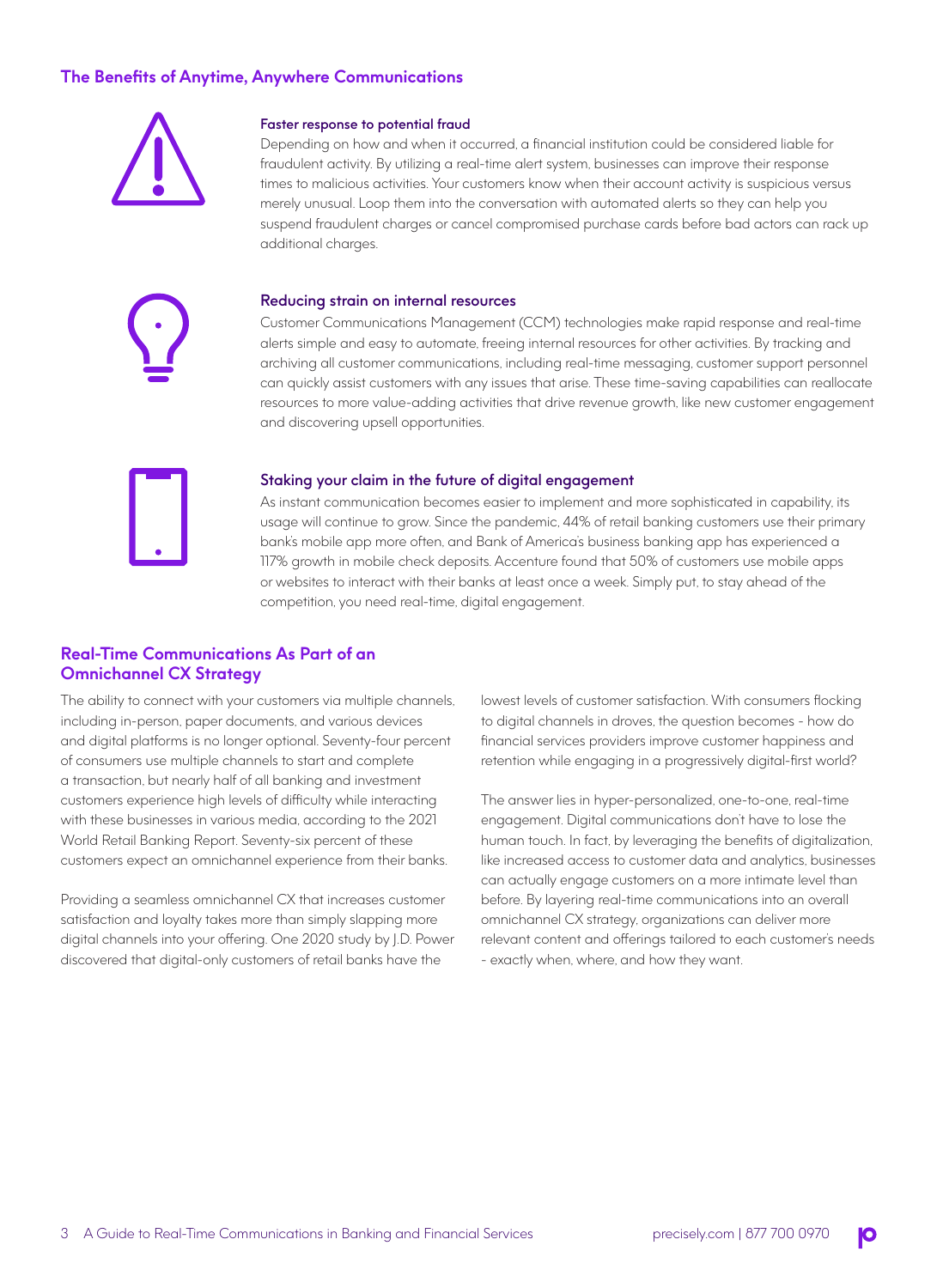## The Benefits of Anytime, Anywhere Communications

### Faster response to potential fraud

Depending on how and when it occurred, a financial institution could be considered liable for fraudulent activity. By utilizing a real-time alert system, businesses can improve their response times to malicious activities. Your customers know when their account activity is suspicious versus merely unusual. Loop them into the conversation with automated alerts so they can help you suspend fraudulent charges or cancel compromised purchase cards before bad actors can rack up additional charges.

### Reducing strain on internal resources

Customer Communications Management (CCM) technologies make rapid response and real-time alerts simple and easy to automate, freeing internal resources for other activities. By tracking and archiving all customer communications, including real-time messaging, customer support personnel can quickly assist customers with any issues that arise. These time-saving capabilities can reallocate resources to more value-adding activities that drive revenue growth, like new customer engagement and discovering upsell opportunities.

### Staking your claim in the future of digital engagement

As instant communication becomes easier to implement and more sophisticated in capability, its usage will continue to grow. Since the pandemic, 44% of retail banking customers use their primary bank's mobile app more often, and Bank of America's business banking app has experienced a 117% growth in mobile check deposits. Accenture found that 50% of customers use mobile apps or websites to interact with their banks at least once a week. Simply put, to stay ahead of the competition, you need real-time, digital engagement.

## Real-Time Communications As Part of an Omnichannel CX Strategy

The ability to connect with your customers via multiple channels, including in-person, paper documents, and various devices and digital platforms is no longer optional. Seventy-four percent of consumers use multiple channels to start and complete a transaction, but nearly half of all banking and investment customers experience high levels of difficulty while interacting with these businesses in various media, according to the 2021 World Retail Banking Report. Seventy-six percent of these customers expect an omnichannel experience from their banks.

Providing a seamless omnichannel CX that increases customer satisfaction and loyalty takes more than simply slapping more digital channels into your offering. One 2020 study by J.D. Power discovered that digital-only customers of retail banks have the lowest levels of customer satisfaction. With consumers flocking to digital channels in droves, the question becomes - how do financial services providers improve customer happiness and retention while engaging in a progressively digital-first world?

The answer lies in hyper-personalized, one-to-one, real-time engagement. Digital communications don't have to lose the human touch. In fact, by leveraging the benefits of digitalization, like increased access to customer data and analytics, businesses can actually engage customers on a more intimate level than before. By layering real-time communications into an overall omnichannel CX strategy, organizations can deliver more relevant content and offerings tailored to each customer's needs - exactly when, where, and how they want.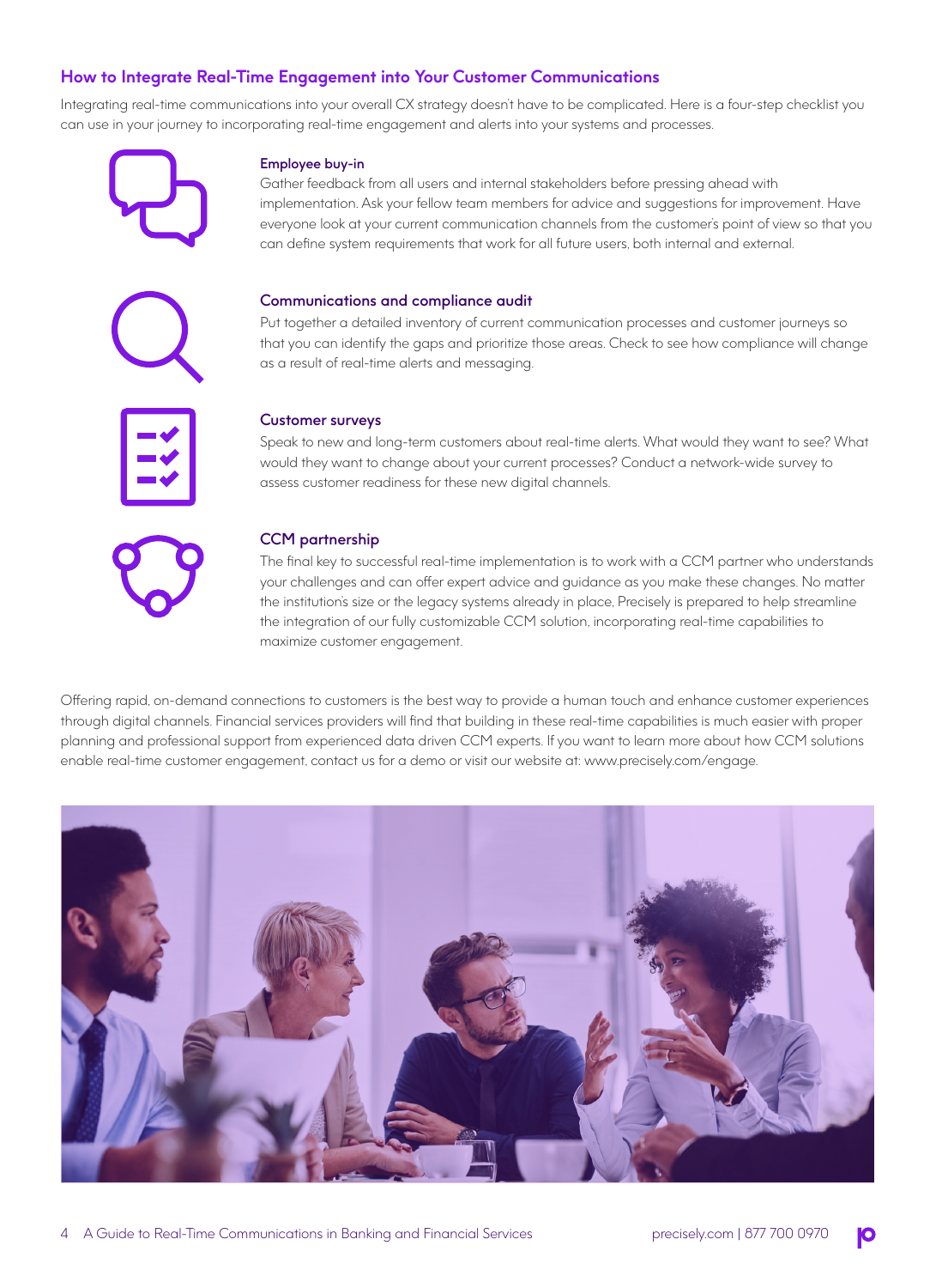## How to Integrate Real-Time Engagement into Your Customer Communications

Integrating real-time communications into your overall CX strategy doesn't have to be complicated. Here is a four-step checklist you can use in your journey to incorporating real-time engagement and alerts into your systems and processes.

### Employee buy-in

Gather feedback from all users and internal stakeholders before pressing ahead with implementation. Ask your fellow team members for advice and suggestions for improvement. Have everyone look at your current communication channels from the customer's point of view so that you can define system requirements that work for all future users, both internal and external.

### Communications and compliance audit

Put together a detailed inventory of current communication processes and customer journeys so that you can identify the gaps and prioritize those areas. Check to see how compliance will change as a result of real-time alerts and messaging.

### Customer surveys

Speak to new and long-term customers about real-time alerts. What would they want to see? What would they want to change about your current processes? Conduct a network-wide survey to assess customer readiness for these new digital channels.

### CCM partnership

The final key to successful real-time implementation is to work with a CCM partner who understands your challenges and can offer expert advice and guidance as you make these changes. No matter the institution's size or the legacy systems already in place, Precisely is prepared to help streamline the integration of our fully customizable CCM solution, incorporating real-time capabilities to maximize customer engagement.

Offering rapid, on-demand connections to customers is the best way to provide a human touch and enhance customer experiences through digital channels. Financial services providers will find that building in these real-time capabilities is much easier with proper planning and professional support from experienced data driven CCM experts. If you want to learn more about how CCM solutions enable real-time customer engagement, contact us for a demo or visit our website at: www.precisely.com/engage.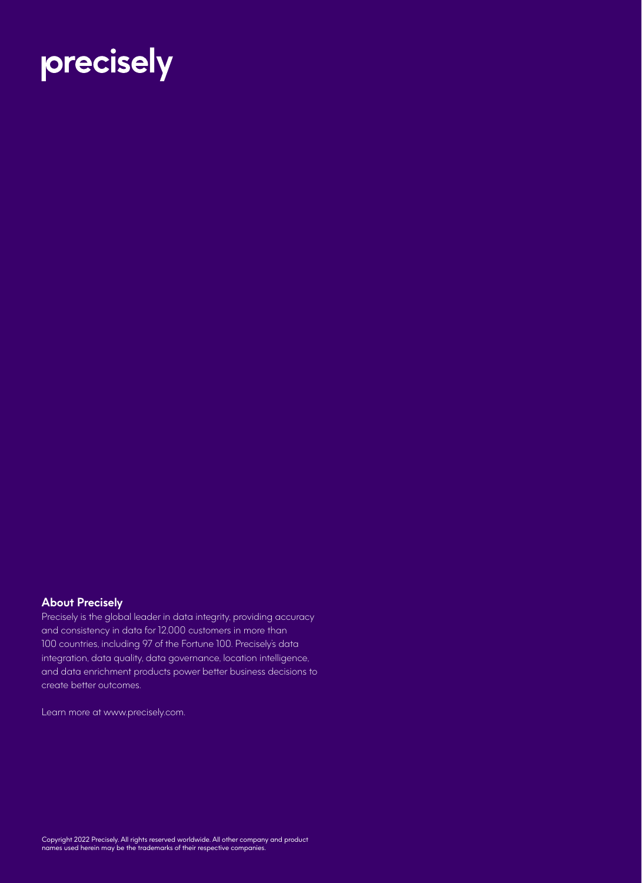precisely

## About Precisely

Precisely is the global leader in data integrity, providing accuracy and consistency in data for 12,000 customers in more than 100 countries, including 97 of the Fortune 100. Precisely's data integration, data quality, data governance, location intelligence, and data enrichment products power better business decisions to create better outcomes.

Learn more at www.precisely.com.

Copyright 2022 Precisely. All rights reserved worldwide. All other company and product names used herein may be the trademarks of their respective companies.